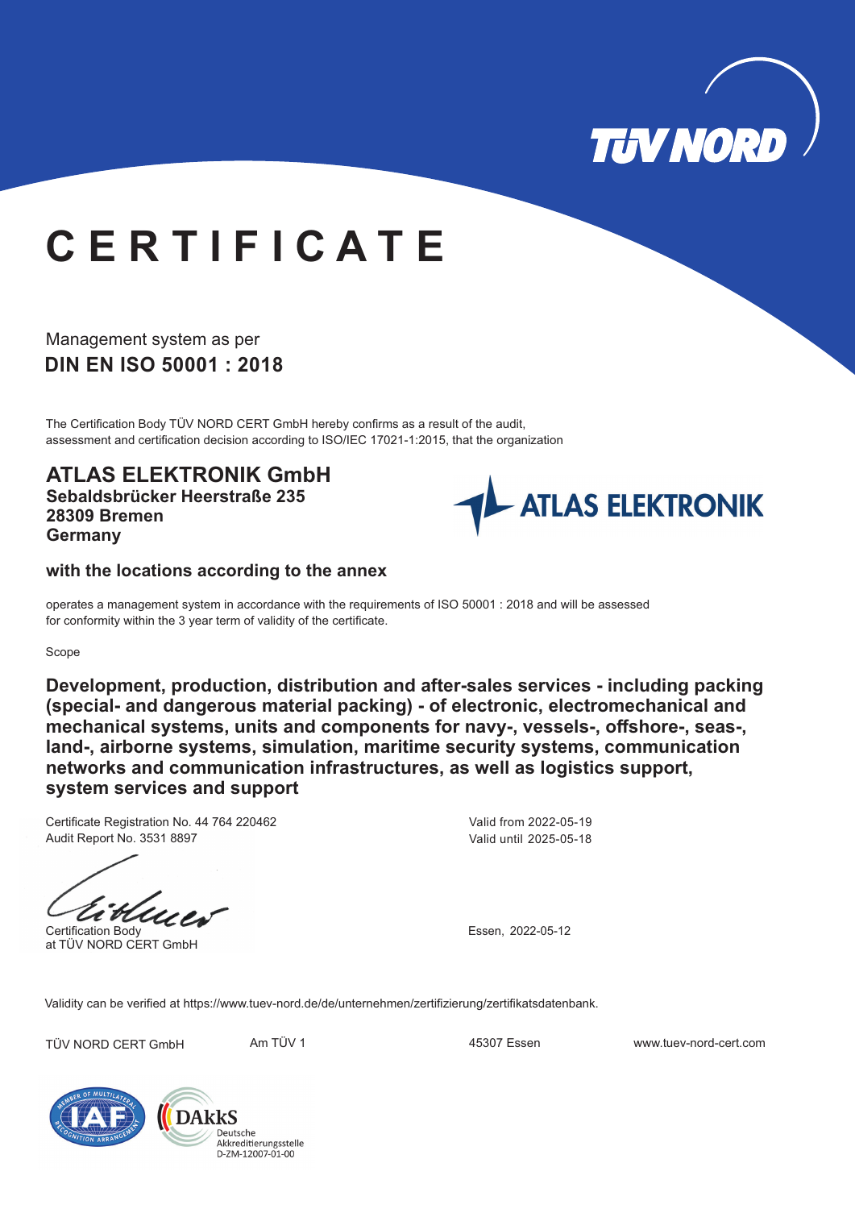# CERTIFICATE

Management system as per

**DIN EN ISO 50001 : 2018**

The Certification Body TÜV NORD CERT GmbH hereby confirms as a result of the audit, assessment and certification decision according to ISO/IEC 17021-1:2015, that the organization

## ATLAS ELEKTRONIK GmbH

**Sebaldsbrücker Heerstraße 235**
**28309 Bremen**
**Germany**

**with the locations according to the annex**

operates a management system in accordance with the requirements of ISO 50001 : 2018 and will be assessed for conformity within the 3 year term of validity of the certificate.

Scope

**Development, production, distribution and after-sales services - including packing (special- and dangerous material packing) - of electronic, electromechanical and mechanical systems, units and components for navy-, vessels-, offshore-, seas-, land-, airborne systems, simulation, maritime security systems, communication networks and communication infrastructures, as well as logistics support, system services and support**

Certificate Registration No. 44 764 220462
Audit Report No. 3531 8897

Valid from 2022-05-19
Valid until 2025-05-18

Certification Body
at TÜV NORD CERT GmbH

Essen, 2022-05-12

Validity can be verified at https://www.tuev-nord.de/de/unternehmen/zertifizierung/zertifikatsdatenbank.

TÜV NORD CERT GmbH    Am TÜV 1    45307 Essen    www.tuev-nord-cert.com

DAkkS Deutsche Akkreditierungsstelle D-ZM-12007-01-00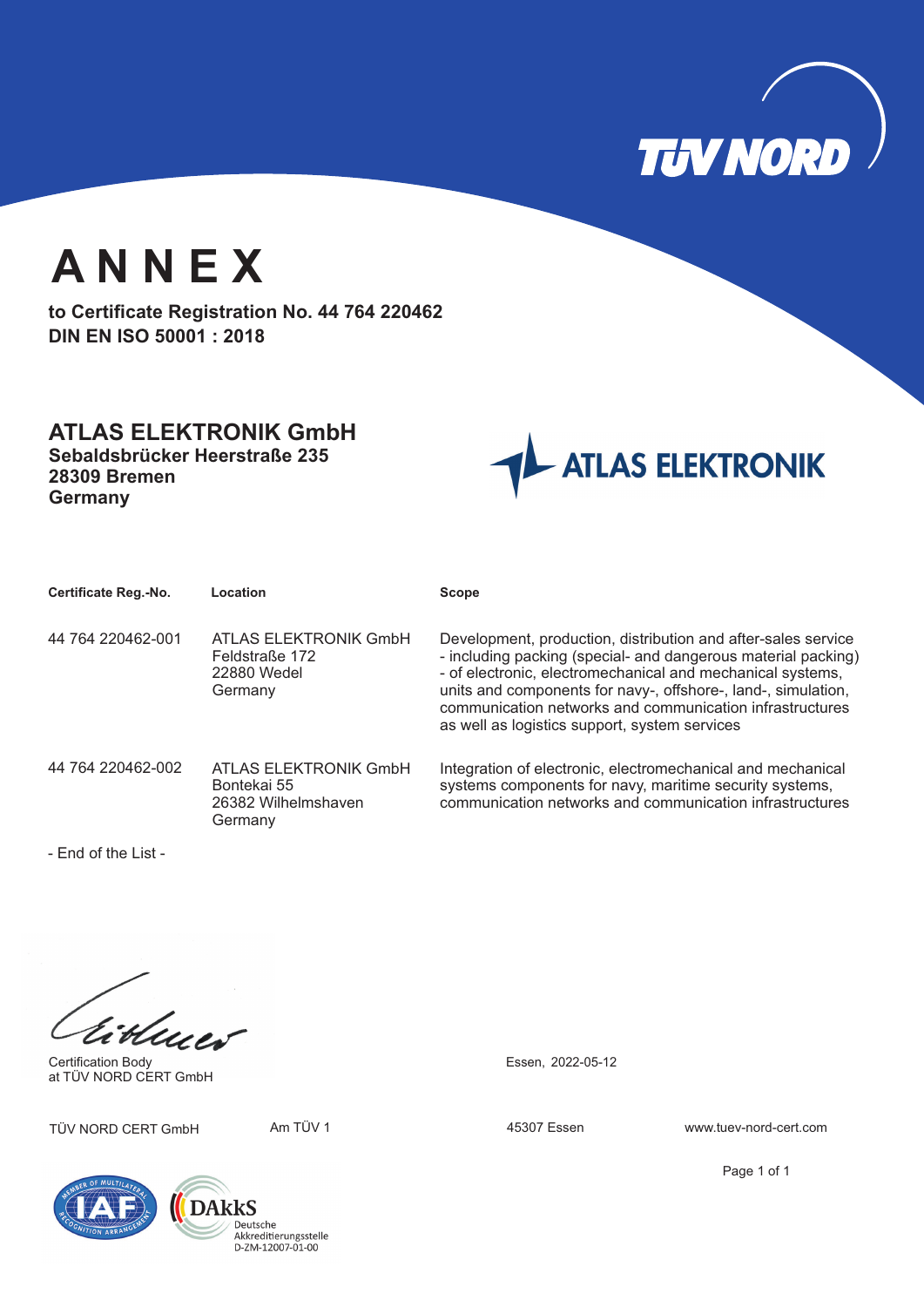# ANNEX

**to Certificate Registration No. 44 764 220462**
**DIN EN ISO 50001 : 2018**

## ATLAS ELEKTRONIK GmbH

**Sebaldsbrücker Heerstraße 235**
**28309 Bremen**
**Germany**

| Certificate Reg.-No. | Location | Scope |
|---|---|---|
| 44 764 220462-001 | ATLAS ELEKTRONIK GmbH<br>Feldstraße 172<br>22880 Wedel<br>Germany | Development, production, distribution and after-sales service - including packing (special- and dangerous material packing) - of electronic, electromechanical and mechanical systems, units and components for navy-, offshore-, land-, simulation, communication networks and communication infrastructures as well as logistics support, system services |
| 44 764 220462-002 | ATLAS ELEKTRONIK GmbH<br>Bontekai 55<br>26382 Wilhelmshaven<br>Germany | Integration of electronic, electromechanical and mechanical systems components for navy, maritime security systems, communication networks and communication infrastructures |

- End of the List -

Certification Body
at TÜV NORD CERT GmbH

Essen, 2022-05-12

TÜV NORD CERT GmbH Am TÜV 1 45307 Essen www.tuev-nord-cert.com

DAkkS Deutsche Akkreditierungsstelle D-ZM-12007-01-00